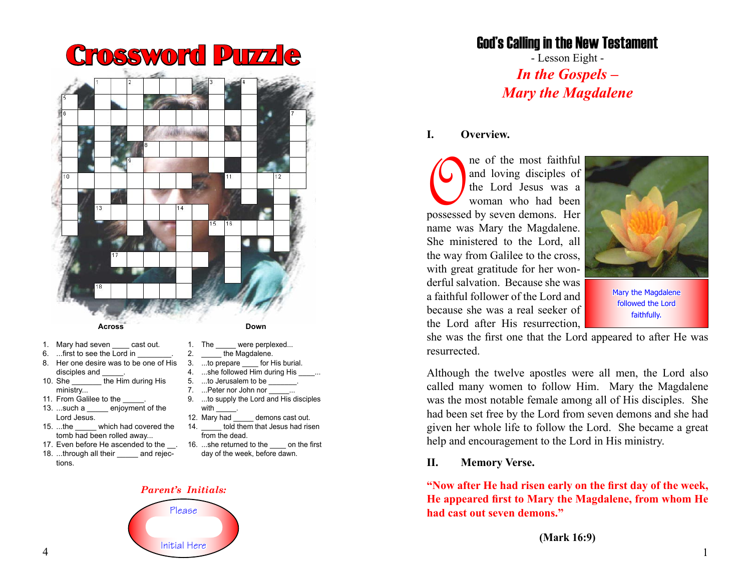# Crossword Puzzle

**Across**

1. Mary had seven ____ cast out.
6. ...first to see the Lord in ________.
8. Her one desire was to be one of His disciples and _____.
10. She _______ the Him during His ministry...
11. From Galilee to the _____.
13. ...such a _____ enjoyment of the Lord Jesus.
15. ...the _____ which had covered the tomb had been rolled away...
17. Even before He ascended to the __.
18. ...through all their _____ and rejections.

**Down**

1. The _____ were perplexed...
2. _____ the Magdalene.
3. ...to prepare ____ for His burial.
4. ...she followed Him during His ____...
5. ...to Jerusalem to be _______.
7. ...Peter nor John nor _____...
9. ...to supply the Lord and His disciples with _____.
12. Mary had _____ demons cast out.
14. _____ told them that Jesus had risen from the dead.
16. ...she returned to the ____ on the first day of the week, before dawn.

*Parent's Initials:*

Please

Initial Here

# God's Calling in the New Testament

- Lesson Eight -

## *In the Gospels – Mary the Magdalene*

### I. Overview.

One of the most faithful and loving disciples of the Lord Jesus was a woman who had been possessed by seven demons. Her name was Mary the Magdalene. She ministered to the Lord, all the way from Galilee to the cross, with great gratitude for her wonderful salvation. Because she was a faithful follower of the Lord and because she was a real seeker of the Lord after His resurrection, she was the first one that the Lord appeared to after He was resurrected.

Mary the Magdalene followed the Lord faithfully.

Although the twelve apostles were all men, the Lord also called many women to follow Him. Mary the Magdalene was the most notable female among all of His disciples. She had been set free by the Lord from seven demons and she had given her whole life to follow the Lord. She became a great help and encouragement to the Lord in His ministry.

### II. Memory Verse.

**"Now after He had risen early on the first day of the week, He appeared first to Mary the Magdalene, from whom He had cast out seven demons."**

**(Mark 16:9)**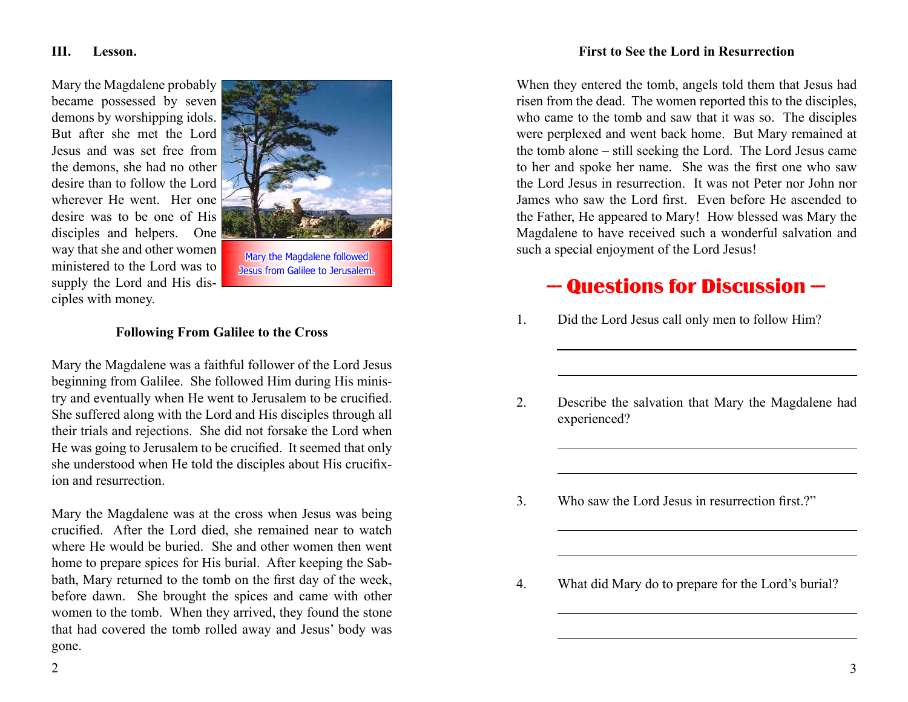## III. Lesson.

Mary the Magdalene probably became possessed by seven demons by worshipping idols. But after she met the Lord Jesus and was set free from the demons, she had no other desire than to follow the Lord wherever He went. Her one desire was to be one of His disciples and helpers. One way that she and other women ministered to the Lord was to supply the Lord and His disciples with money.

Mary the Magdalene followed Jesus from Galilee to Jerusalem.

### Following From Galilee to the Cross

Mary the Magdalene was a faithful follower of the Lord Jesus beginning from Galilee. She followed Him during His ministry and eventually when He went to Jerusalem to be crucified. She suffered along with the Lord and His disciples through all their trials and rejections. She did not forsake the Lord when He was going to Jerusalem to be crucified. It seemed that only she understood when He told the disciples about His crucifixion and resurrection.

Mary the Magdalene was at the cross when Jesus was being crucified. After the Lord died, she remained near to watch where He would be buried. She and other women then went home to prepare spices for His burial. After keeping the Sabbath, Mary returned to the tomb on the first day of the week, before dawn. She brought the spices and came with other women to the tomb. When they arrived, they found the stone that had covered the tomb rolled away and Jesus' body was gone.

### First to See the Lord in Resurrection

When they entered the tomb, angels told them that Jesus had risen from the dead. The women reported this to the disciples, who came to the tomb and saw that it was so. The disciples were perplexed and went back home. But Mary remained at the tomb alone – still seeking the Lord. The Lord Jesus came to her and spoke her name. She was the first one who saw the Lord Jesus in resurrection. It was not Peter nor John nor James who saw the Lord first. Even before He ascended to the Father, He appeared to Mary! How blessed was Mary the Magdalene to have received such a wonderful salvation and such a special enjoyment of the Lord Jesus!

## -- Questions for Discussion --

1. Did the Lord Jesus call only men to follow Him?

______________________________________

______________________________________

2. Describe the salvation that Mary the Magdalene had experienced?

______________________________________

______________________________________

3. Who saw the Lord Jesus in resurrection first.?"

______________________________________

______________________________________

4. What did Mary do to prepare for the Lord's burial?

______________________________________

______________________________________